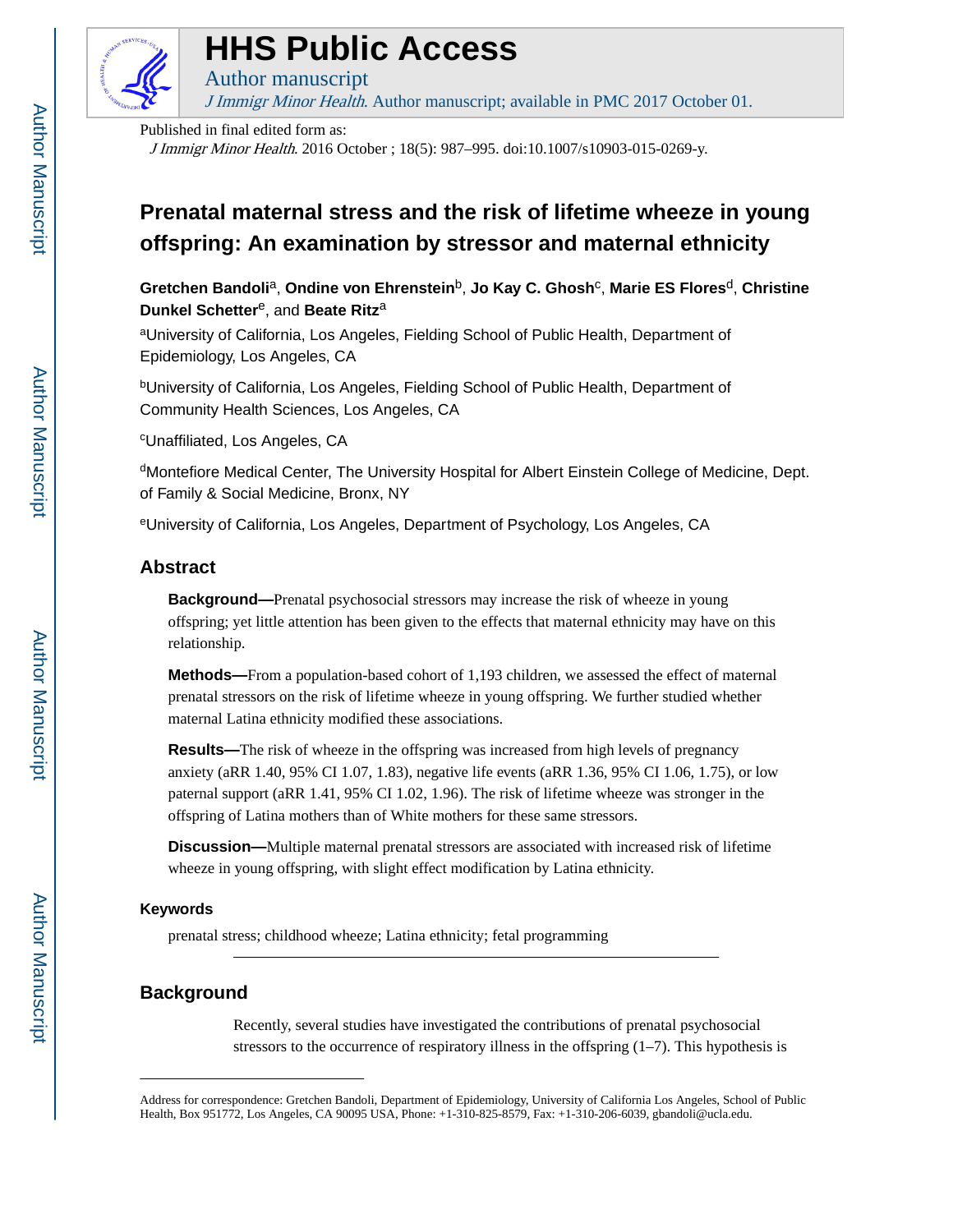Published in final edited form as:

*J Immigr Minor Health*. 2016 October ; 18(5): 987–995. doi:10.1007/s10903-015-0269-y.

# Prenatal maternal stress and the risk of lifetime wheeze in young offspring: An examination by stressor and maternal ethnicity

**Gretchen Bandoli**[a], **Ondine von Ehrenstein**[b], **Jo Kay C. Ghosh**[c], **Marie ES Flores**[d], **Christine Dunkel Schetter**[e], and **Beate Ritz**[a]

[a]University of California, Los Angeles, Fielding School of Public Health, Department of Epidemiology, Los Angeles, CA

[b]University of California, Los Angeles, Fielding School of Public Health, Department of Community Health Sciences, Los Angeles, CA

[c]Unaffiliated, Los Angeles, CA

[d]Montefiore Medical Center, The University Hospital for Albert Einstein College of Medicine, Dept. of Family & Social Medicine, Bronx, NY

[e]University of California, Los Angeles, Department of Psychology, Los Angeles, CA

## Abstract

**Background—**Prenatal psychosocial stressors may increase the risk of wheeze in young offspring; yet little attention has been given to the effects that maternal ethnicity may have on this relationship.

**Methods—**From a population-based cohort of 1,193 children, we assessed the effect of maternal prenatal stressors on the risk of lifetime wheeze in young offspring. We further studied whether maternal Latina ethnicity modified these associations.

**Results—**The risk of wheeze in the offspring was increased from high levels of pregnancy anxiety (aRR 1.40, 95% CI 1.07, 1.83), negative life events (aRR 1.36, 95% CI 1.06, 1.75), or low paternal support (aRR 1.41, 95% CI 1.02, 1.96). The risk of lifetime wheeze was stronger in the offspring of Latina mothers than of White mothers for these same stressors.

**Discussion—**Multiple maternal prenatal stressors are associated with increased risk of lifetime wheeze in young offspring, with slight effect modification by Latina ethnicity.

### Keywords

prenatal stress; childhood wheeze; Latina ethnicity; fetal programming

## Background

Recently, several studies have investigated the contributions of prenatal psychosocial stressors to the occurrence of respiratory illness in the offspring (1–7). This hypothesis is

Address for correspondence: Gretchen Bandoli, Department of Epidemiology, University of California Los Angeles, School of Public Health, Box 951772, Los Angeles, CA 90095 USA, Phone: +1-310-825-8579, Fax: +1-310-206-6039, gbandoli@ucla.edu.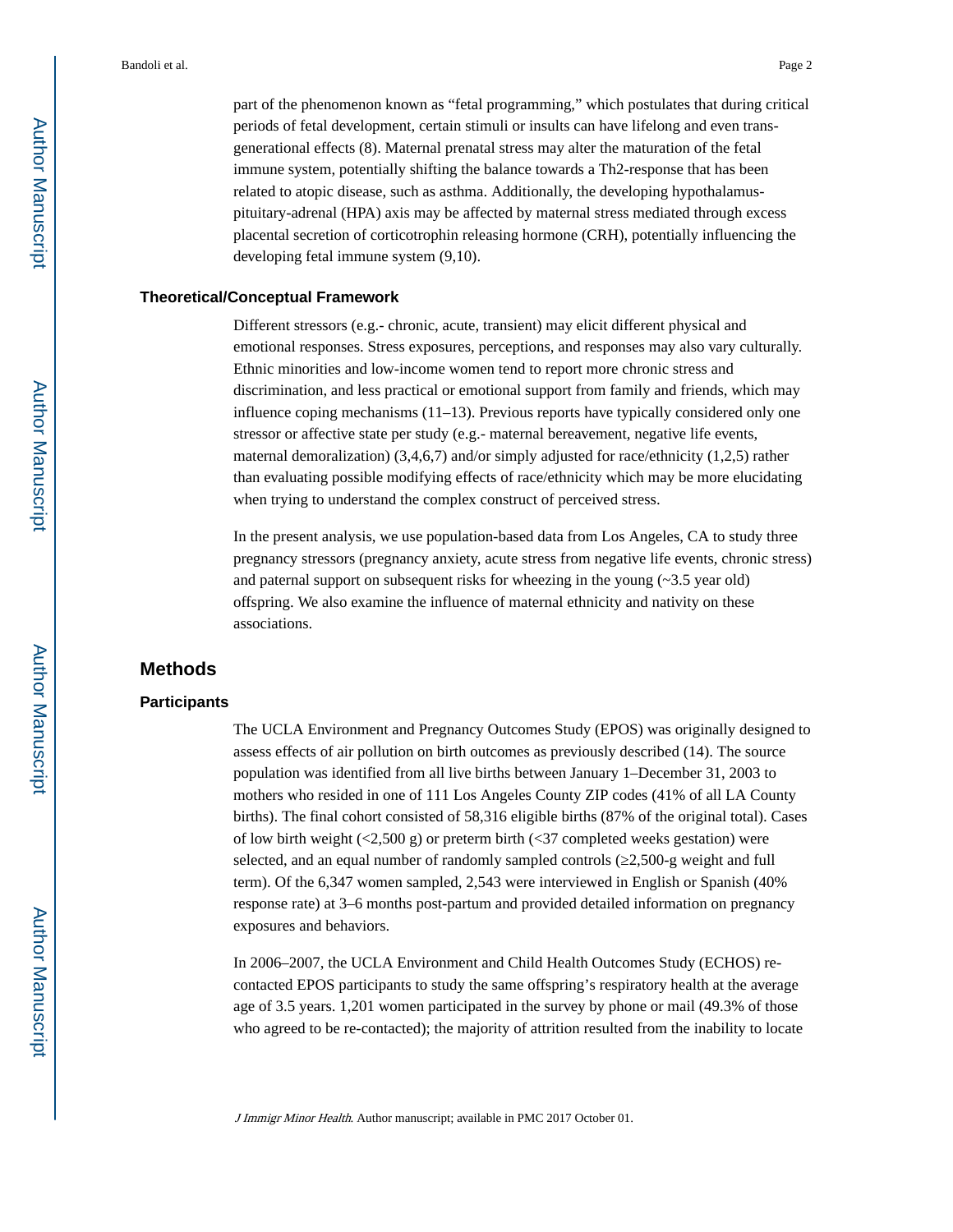part of the phenomenon known as "fetal programming," which postulates that during critical periods of fetal development, certain stimuli or insults can have lifelong and even trans-generational effects (8). Maternal prenatal stress may alter the maturation of the fetal immune system, potentially shifting the balance towards a Th2-response that has been related to atopic disease, such as asthma. Additionally, the developing hypothalamus-pituitary-adrenal (HPA) axis may be affected by maternal stress mediated through excess placental secretion of corticotrophin releasing hormone (CRH), potentially influencing the developing fetal immune system (9,10).

### Theoretical/Conceptual Framework

Different stressors (e.g.- chronic, acute, transient) may elicit different physical and emotional responses. Stress exposures, perceptions, and responses may also vary culturally. Ethnic minorities and low-income women tend to report more chronic stress and discrimination, and less practical or emotional support from family and friends, which may influence coping mechanisms (11–13). Previous reports have typically considered only one stressor or affective state per study (e.g.- maternal bereavement, negative life events, maternal demoralization) (3,4,6,7) and/or simply adjusted for race/ethnicity (1,2,5) rather than evaluating possible modifying effects of race/ethnicity which may be more elucidating when trying to understand the complex construct of perceived stress.

In the present analysis, we use population-based data from Los Angeles, CA to study three pregnancy stressors (pregnancy anxiety, acute stress from negative life events, chronic stress) and paternal support on subsequent risks for wheezing in the young (~3.5 year old) offspring. We also examine the influence of maternal ethnicity and nativity on these associations.

## Methods

### Participants

The UCLA Environment and Pregnancy Outcomes Study (EPOS) was originally designed to assess effects of air pollution on birth outcomes as previously described (14). The source population was identified from all live births between January 1–December 31, 2003 to mothers who resided in one of 111 Los Angeles County ZIP codes (41% of all LA County births). The final cohort consisted of 58,316 eligible births (87% of the original total). Cases of low birth weight (<2,500 g) or preterm birth (<37 completed weeks gestation) were selected, and an equal number of randomly sampled controls (≥2,500-g weight and full term). Of the 6,347 women sampled, 2,543 were interviewed in English or Spanish (40% response rate) at 3–6 months post-partum and provided detailed information on pregnancy exposures and behaviors.

In 2006–2007, the UCLA Environment and Child Health Outcomes Study (ECHOS) re-contacted EPOS participants to study the same offspring's respiratory health at the average age of 3.5 years. 1,201 women participated in the survey by phone or mail (49.3% of those who agreed to be re-contacted); the majority of attrition resulted from the inability to locate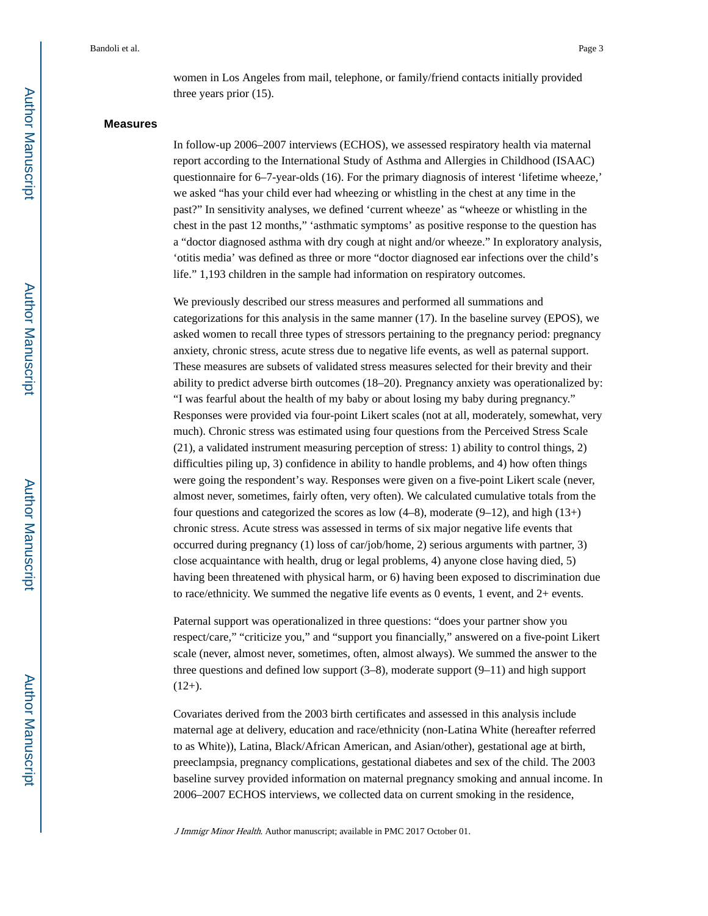women in Los Angeles from mail, telephone, or family/friend contacts initially provided three years prior (15).

## Measures

In follow-up 2006–2007 interviews (ECHOS), we assessed respiratory health via maternal report according to the International Study of Asthma and Allergies in Childhood (ISAAC) questionnaire for 6–7-year-olds (16). For the primary diagnosis of interest 'lifetime wheeze,' we asked "has your child ever had wheezing or whistling in the chest at any time in the past?" In sensitivity analyses, we defined 'current wheeze' as "wheeze or whistling in the chest in the past 12 months," 'asthmatic symptoms' as positive response to the question has a "doctor diagnosed asthma with dry cough at night and/or wheeze." In exploratory analysis, 'otitis media' was defined as three or more "doctor diagnosed ear infections over the child's life." 1,193 children in the sample had information on respiratory outcomes.

We previously described our stress measures and performed all summations and categorizations for this analysis in the same manner (17). In the baseline survey (EPOS), we asked women to recall three types of stressors pertaining to the pregnancy period: pregnancy anxiety, chronic stress, acute stress due to negative life events, as well as paternal support. These measures are subsets of validated stress measures selected for their brevity and their ability to predict adverse birth outcomes (18–20). Pregnancy anxiety was operationalized by: "I was fearful about the health of my baby or about losing my baby during pregnancy." Responses were provided via four-point Likert scales (not at all, moderately, somewhat, very much). Chronic stress was estimated using four questions from the Perceived Stress Scale (21), a validated instrument measuring perception of stress: 1) ability to control things, 2) difficulties piling up, 3) confidence in ability to handle problems, and 4) how often things were going the respondent's way. Responses were given on a five-point Likert scale (never, almost never, sometimes, fairly often, very often). We calculated cumulative totals from the four questions and categorized the scores as low (4–8), moderate (9–12), and high (13+) chronic stress. Acute stress was assessed in terms of six major negative life events that occurred during pregnancy (1) loss of car/job/home, 2) serious arguments with partner, 3) close acquaintance with health, drug or legal problems, 4) anyone close having died, 5) having been threatened with physical harm, or 6) having been exposed to discrimination due to race/ethnicity. We summed the negative life events as 0 events, 1 event, and 2+ events.

Paternal support was operationalized in three questions: "does your partner show you respect/care," "criticize you," and "support you financially," answered on a five-point Likert scale (never, almost never, sometimes, often, almost always). We summed the answer to the three questions and defined low support (3–8), moderate support (9–11) and high support (12+).

Covariates derived from the 2003 birth certificates and assessed in this analysis include maternal age at delivery, education and race/ethnicity (non-Latina White (hereafter referred to as White)), Latina, Black/African American, and Asian/other), gestational age at birth, preeclampsia, pregnancy complications, gestational diabetes and sex of the child. The 2003 baseline survey provided information on maternal pregnancy smoking and annual income. In 2006–2007 ECHOS interviews, we collected data on current smoking in the residence,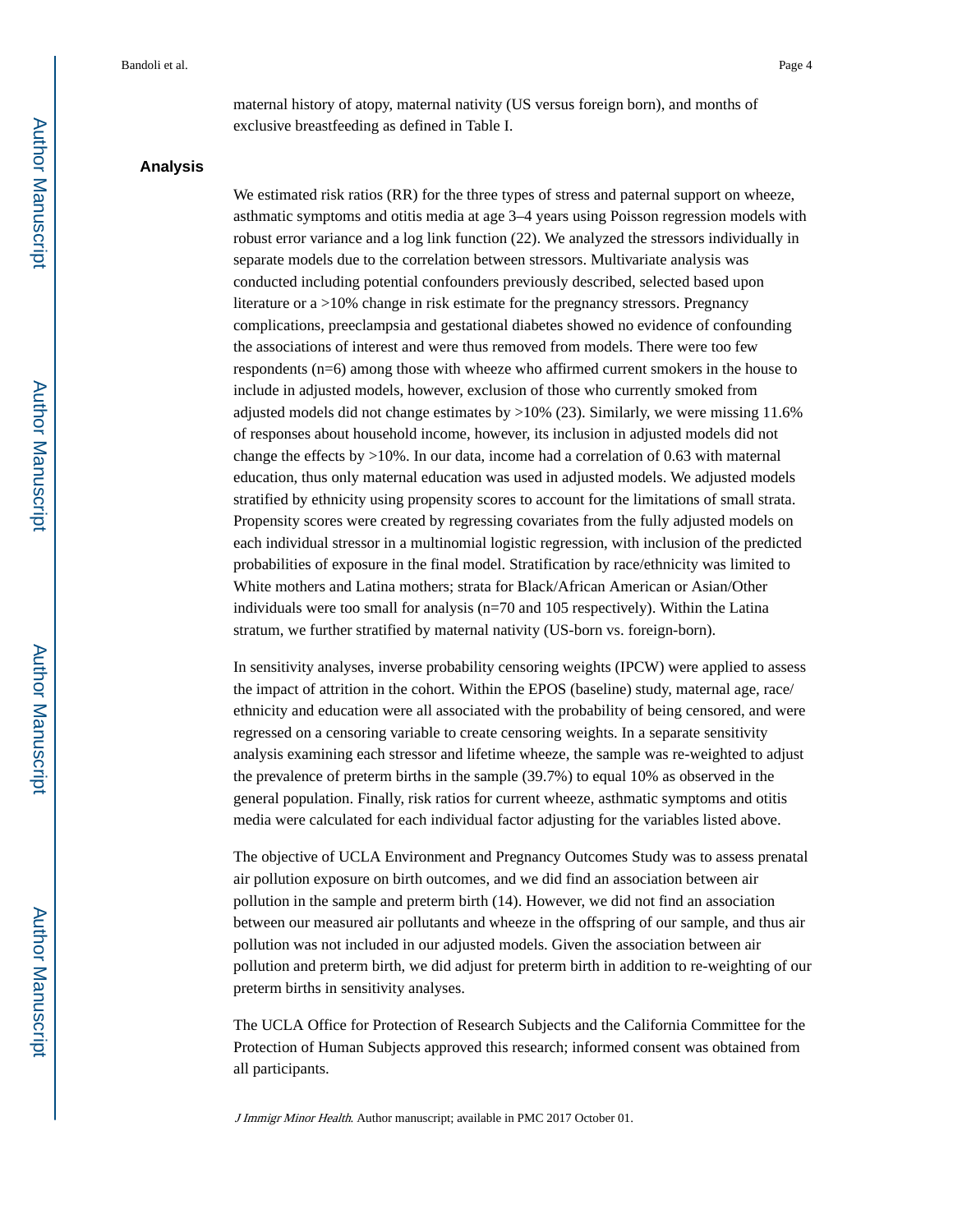maternal history of atopy, maternal nativity (US versus foreign born), and months of exclusive breastfeeding as defined in Table I.

## Analysis

We estimated risk ratios (RR) for the three types of stress and paternal support on wheeze, asthmatic symptoms and otitis media at age 3–4 years using Poisson regression models with robust error variance and a log link function (22). We analyzed the stressors individually in separate models due to the correlation between stressors. Multivariate analysis was conducted including potential confounders previously described, selected based upon literature or a >10% change in risk estimate for the pregnancy stressors. Pregnancy complications, preeclampsia and gestational diabetes showed no evidence of confounding the associations of interest and were thus removed from models. There were too few respondents (n=6) among those with wheeze who affirmed current smokers in the house to include in adjusted models, however, exclusion of those who currently smoked from adjusted models did not change estimates by >10% (23). Similarly, we were missing 11.6% of responses about household income, however, its inclusion in adjusted models did not change the effects by >10%. In our data, income had a correlation of 0.63 with maternal education, thus only maternal education was used in adjusted models. We adjusted models stratified by ethnicity using propensity scores to account for the limitations of small strata. Propensity scores were created by regressing covariates from the fully adjusted models on each individual stressor in a multinomial logistic regression, with inclusion of the predicted probabilities of exposure in the final model. Stratification by race/ethnicity was limited to White mothers and Latina mothers; strata for Black/African American or Asian/Other individuals were too small for analysis (n=70 and 105 respectively). Within the Latina stratum, we further stratified by maternal nativity (US-born vs. foreign-born).

In sensitivity analyses, inverse probability censoring weights (IPCW) were applied to assess the impact of attrition in the cohort. Within the EPOS (baseline) study, maternal age, race/ethnicity and education were all associated with the probability of being censored, and were regressed on a censoring variable to create censoring weights. In a separate sensitivity analysis examining each stressor and lifetime wheeze, the sample was re-weighted to adjust the prevalence of preterm births in the sample (39.7%) to equal 10% as observed in the general population. Finally, risk ratios for current wheeze, asthmatic symptoms and otitis media were calculated for each individual factor adjusting for the variables listed above.

The objective of UCLA Environment and Pregnancy Outcomes Study was to assess prenatal air pollution exposure on birth outcomes, and we did find an association between air pollution in the sample and preterm birth (14). However, we did not find an association between our measured air pollutants and wheeze in the offspring of our sample, and thus air pollution was not included in our adjusted models. Given the association between air pollution and preterm birth, we did adjust for preterm birth in addition to re-weighting of our preterm births in sensitivity analyses.

The UCLA Office for Protection of Research Subjects and the California Committee for the Protection of Human Subjects approved this research; informed consent was obtained from all participants.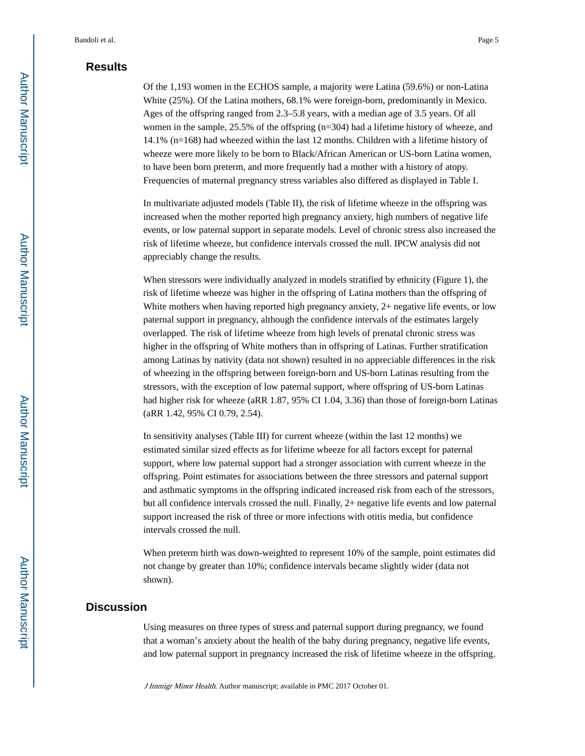## Results

Of the 1,193 women in the ECHOS sample, a majority were Latina (59.6%) or non-Latina White (25%). Of the Latina mothers, 68.1% were foreign-born, predominantly in Mexico. Ages of the offspring ranged from 2.3–5.8 years, with a median age of 3.5 years. Of all women in the sample, 25.5% of the offspring (n=304) had a lifetime history of wheeze, and 14.1% (n=168) had wheezed within the last 12 months. Children with a lifetime history of wheeze were more likely to be born to Black/African American or US-born Latina women, to have been born preterm, and more frequently had a mother with a history of atopy. Frequencies of maternal pregnancy stress variables also differed as displayed in Table I.

In multivariate adjusted models (Table II), the risk of lifetime wheeze in the offspring was increased when the mother reported high pregnancy anxiety, high numbers of negative life events, or low paternal support in separate models. Level of chronic stress also increased the risk of lifetime wheeze, but confidence intervals crossed the null. IPCW analysis did not appreciably change the results.

When stressors were individually analyzed in models stratified by ethnicity (Figure 1), the risk of lifetime wheeze was higher in the offspring of Latina mothers than the offspring of White mothers when having reported high pregnancy anxiety, 2+ negative life events, or low paternal support in pregnancy, although the confidence intervals of the estimates largely overlapped. The risk of lifetime wheeze from high levels of prenatal chronic stress was higher in the offspring of White mothers than in offspring of Latinas. Further stratification among Latinas by nativity (data not shown) resulted in no appreciable differences in the risk of wheezing in the offspring between foreign-born and US-born Latinas resulting from the stressors, with the exception of low paternal support, where offspring of US-born Latinas had higher risk for wheeze (aRR 1.87, 95% CI 1.04, 3.36) than those of foreign-born Latinas (aRR 1.42, 95% CI 0.79, 2.54).

In sensitivity analyses (Table III) for current wheeze (within the last 12 months) we estimated similar sized effects as for lifetime wheeze for all factors except for paternal support, where low paternal support had a stronger association with current wheeze in the offspring. Point estimates for associations between the three stressors and paternal support and asthmatic symptoms in the offspring indicated increased risk from each of the stressors, but all confidence intervals crossed the null. Finally, 2+ negative life events and low paternal support increased the risk of three or more infections with otitis media, but confidence intervals crossed the null.

When preterm birth was down-weighted to represent 10% of the sample, point estimates did not change by greater than 10%; confidence intervals became slightly wider (data not shown).

## Discussion

Using measures on three types of stress and paternal support during pregnancy, we found that a woman's anxiety about the health of the baby during pregnancy, negative life events, and low paternal support in pregnancy increased the risk of lifetime wheeze in the offspring.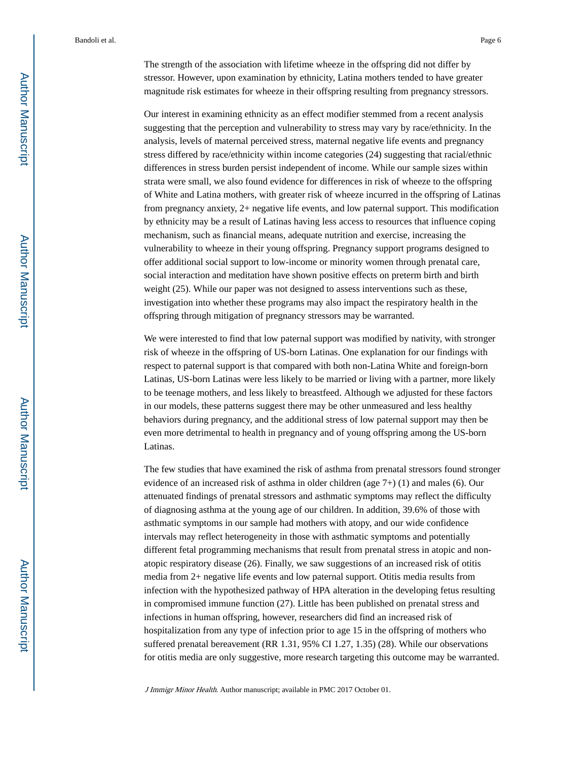The strength of the association with lifetime wheeze in the offspring did not differ by stressor. However, upon examination by ethnicity, Latina mothers tended to have greater magnitude risk estimates for wheeze in their offspring resulting from pregnancy stressors.

Our interest in examining ethnicity as an effect modifier stemmed from a recent analysis suggesting that the perception and vulnerability to stress may vary by race/ethnicity. In the analysis, levels of maternal perceived stress, maternal negative life events and pregnancy stress differed by race/ethnicity within income categories (24) suggesting that racial/ethnic differences in stress burden persist independent of income. While our sample sizes within strata were small, we also found evidence for differences in risk of wheeze to the offspring of White and Latina mothers, with greater risk of wheeze incurred in the offspring of Latinas from pregnancy anxiety, 2+ negative life events, and low paternal support. This modification by ethnicity may be a result of Latinas having less access to resources that influence coping mechanism, such as financial means, adequate nutrition and exercise, increasing the vulnerability to wheeze in their young offspring. Pregnancy support programs designed to offer additional social support to low-income or minority women through prenatal care, social interaction and meditation have shown positive effects on preterm birth and birth weight (25). While our paper was not designed to assess interventions such as these, investigation into whether these programs may also impact the respiratory health in the offspring through mitigation of pregnancy stressors may be warranted.

We were interested to find that low paternal support was modified by nativity, with stronger risk of wheeze in the offspring of US-born Latinas. One explanation for our findings with respect to paternal support is that compared with both non-Latina White and foreign-born Latinas, US-born Latinas were less likely to be married or living with a partner, more likely to be teenage mothers, and less likely to breastfeed. Although we adjusted for these factors in our models, these patterns suggest there may be other unmeasured and less healthy behaviors during pregnancy, and the additional stress of low paternal support may then be even more detrimental to health in pregnancy and of young offspring among the US-born Latinas.

The few studies that have examined the risk of asthma from prenatal stressors found stronger evidence of an increased risk of asthma in older children (age 7+) (1) and males (6). Our attenuated findings of prenatal stressors and asthmatic symptoms may reflect the difficulty of diagnosing asthma at the young age of our children. In addition, 39.6% of those with asthmatic symptoms in our sample had mothers with atopy, and our wide confidence intervals may reflect heterogeneity in those with asthmatic symptoms and potentially different fetal programming mechanisms that result from prenatal stress in atopic and non-atopic respiratory disease (26). Finally, we saw suggestions of an increased risk of otitis media from 2+ negative life events and low paternal support. Otitis media results from infection with the hypothesized pathway of HPA alteration in the developing fetus resulting in compromised immune function (27). Little has been published on prenatal stress and infections in human offspring, however, researchers did find an increased risk of hospitalization from any type of infection prior to age 15 in the offspring of mothers who suffered prenatal bereavement (RR 1.31, 95% CI 1.27, 1.35) (28). While our observations for otitis media are only suggestive, more research targeting this outcome may be warranted.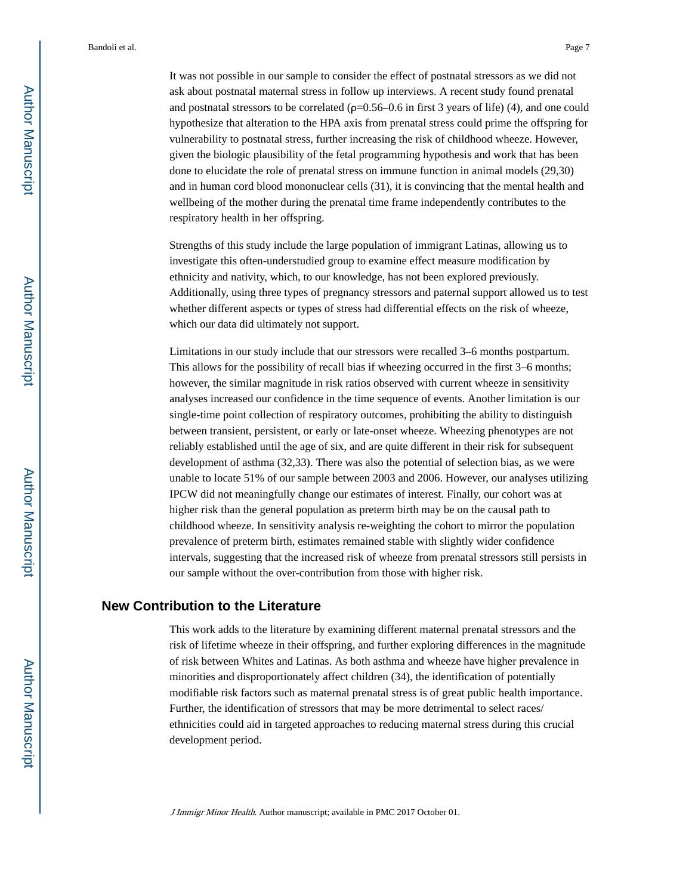It was not possible in our sample to consider the effect of postnatal stressors as we did not ask about postnatal maternal stress in follow up interviews. A recent study found prenatal and postnatal stressors to be correlated ($\rho$=0.56–0.6 in first 3 years of life) (4), and one could hypothesize that alteration to the HPA axis from prenatal stress could prime the offspring for vulnerability to postnatal stress, further increasing the risk of childhood wheeze. However, given the biologic plausibility of the fetal programming hypothesis and work that has been done to elucidate the role of prenatal stress on immune function in animal models (29,30) and in human cord blood mononuclear cells (31), it is convincing that the mental health and wellbeing of the mother during the prenatal time frame independently contributes to the respiratory health in her offspring.

Strengths of this study include the large population of immigrant Latinas, allowing us to investigate this often-understudied group to examine effect measure modification by ethnicity and nativity, which, to our knowledge, has not been explored previously. Additionally, using three types of pregnancy stressors and paternal support allowed us to test whether different aspects or types of stress had differential effects on the risk of wheeze, which our data did ultimately not support.

Limitations in our study include that our stressors were recalled 3–6 months postpartum. This allows for the possibility of recall bias if wheezing occurred in the first 3–6 months; however, the similar magnitude in risk ratios observed with current wheeze in sensitivity analyses increased our confidence in the time sequence of events. Another limitation is our single-time point collection of respiratory outcomes, prohibiting the ability to distinguish between transient, persistent, or early or late-onset wheeze. Wheezing phenotypes are not reliably established until the age of six, and are quite different in their risk for subsequent development of asthma (32,33). There was also the potential of selection bias, as we were unable to locate 51% of our sample between 2003 and 2006. However, our analyses utilizing IPCW did not meaningfully change our estimates of interest. Finally, our cohort was at higher risk than the general population as preterm birth may be on the causal path to childhood wheeze. In sensitivity analysis re-weighting the cohort to mirror the population prevalence of preterm birth, estimates remained stable with slightly wider confidence intervals, suggesting that the increased risk of wheeze from prenatal stressors still persists in our sample without the over-contribution from those with higher risk.

## New Contribution to the Literature

This work adds to the literature by examining different maternal prenatal stressors and the risk of lifetime wheeze in their offspring, and further exploring differences in the magnitude of risk between Whites and Latinas. As both asthma and wheeze have higher prevalence in minorities and disproportionately affect children (34), the identification of potentially modifiable risk factors such as maternal prenatal stress is of great public health importance. Further, the identification of stressors that may be more detrimental to select races/ethnicities could aid in targeted approaches to reducing maternal stress during this crucial development period.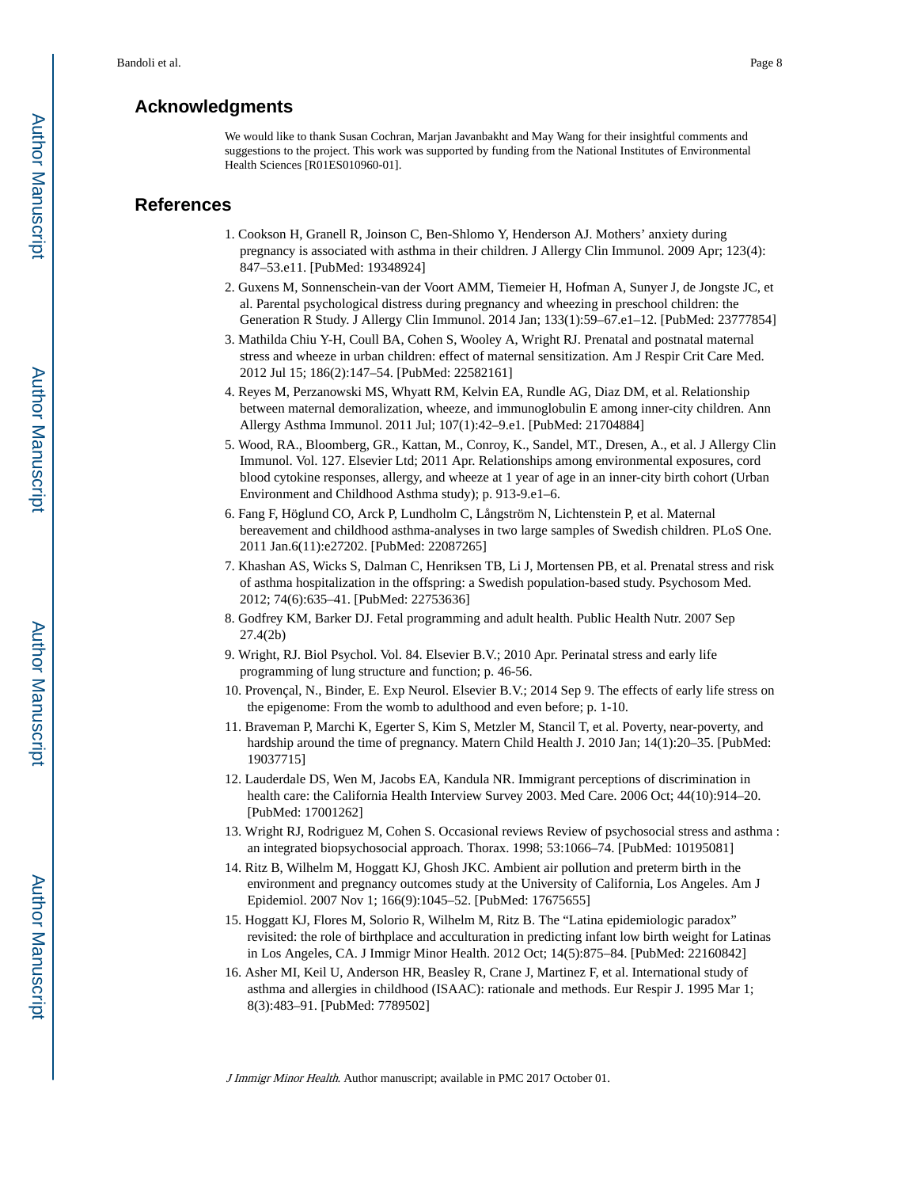## Acknowledgments

We would like to thank Susan Cochran, Marjan Javanbakht and May Wang for their insightful comments and suggestions to the project. This work was supported by funding from the National Institutes of Environmental Health Sciences [R01ES010960-01].

## References

1. Cookson H, Granell R, Joinson C, Ben-Shlomo Y, Henderson AJ. Mothers' anxiety during pregnancy is associated with asthma in their children. J Allergy Clin Immunol. 2009 Apr; 123(4): 847–53.e11. [PubMed: 19348924]
2. Guxens M, Sonnenschein-van der Voort AMM, Tiemeier H, Hofman A, Sunyer J, de Jongste JC, et al. Parental psychological distress during pregnancy and wheezing in preschool children: the Generation R Study. J Allergy Clin Immunol. 2014 Jan; 133(1):59–67.e1–12. [PubMed: 23777854]
3. Mathilda Chiu Y-H, Coull BA, Cohen S, Wooley A, Wright RJ. Prenatal and postnatal maternal stress and wheeze in urban children: effect of maternal sensitization. Am J Respir Crit Care Med. 2012 Jul 15; 186(2):147–54. [PubMed: 22582161]
4. Reyes M, Perzanowski MS, Whyatt RM, Kelvin EA, Rundle AG, Diaz DM, et al. Relationship between maternal demoralization, wheeze, and immunoglobulin E among inner-city children. Ann Allergy Asthma Immunol. 2011 Jul; 107(1):42–9.e1. [PubMed: 21704884]
5. Wood, RA., Bloomberg, GR., Kattan, M., Conroy, K., Sandel, MT., Dresen, A., et al. J Allergy Clin Immunol. Vol. 127. Elsevier Ltd; 2011 Apr. Relationships among environmental exposures, cord blood cytokine responses, allergy, and wheeze at 1 year of age in an inner-city birth cohort (Urban Environment and Childhood Asthma study); p. 913-9.e1–6.
6. Fang F, Höglund CO, Arck P, Lundholm C, Långström N, Lichtenstein P, et al. Maternal bereavement and childhood asthma-analyses in two large samples of Swedish children. PLoS One. 2011 Jan.6(11):e27202. [PubMed: 22087265]
7. Khashan AS, Wicks S, Dalman C, Henriksen TB, Li J, Mortensen PB, et al. Prenatal stress and risk of asthma hospitalization in the offspring: a Swedish population-based study. Psychosom Med. 2012; 74(6):635–41. [PubMed: 22753636]
8. Godfrey KM, Barker DJ. Fetal programming and adult health. Public Health Nutr. 2007 Sep 27.4(2b)
9. Wright, RJ. Biol Psychol. Vol. 84. Elsevier B.V.; 2010 Apr. Perinatal stress and early life programming of lung structure and function; p. 46-56.
10. Provençal, N., Binder, E. Exp Neurol. Elsevier B.V.; 2014 Sep 9. The effects of early life stress on the epigenome: From the womb to adulthood and even before; p. 1-10.
11. Braveman P, Marchi K, Egerter S, Kim S, Metzler M, Stancil T, et al. Poverty, near-poverty, and hardship around the time of pregnancy. Matern Child Health J. 2010 Jan; 14(1):20–35. [PubMed: 19037715]
12. Lauderdale DS, Wen M, Jacobs EA, Kandula NR. Immigrant perceptions of discrimination in health care: the California Health Interview Survey 2003. Med Care. 2006 Oct; 44(10):914–20. [PubMed: 17001262]
13. Wright RJ, Rodriguez M, Cohen S. Occasional reviews Review of psychosocial stress and asthma : an integrated biopsychosocial approach. Thorax. 1998; 53:1066–74. [PubMed: 10195081]
14. Ritz B, Wilhelm M, Hoggatt KJ, Ghosh JKC. Ambient air pollution and preterm birth in the environment and pregnancy outcomes study at the University of California, Los Angeles. Am J Epidemiol. 2007 Nov 1; 166(9):1045–52. [PubMed: 17675655]
15. Hoggatt KJ, Flores M, Solorio R, Wilhelm M, Ritz B. The "Latina epidemiologic paradox" revisited: the role of birthplace and acculturation in predicting infant low birth weight for Latinas in Los Angeles, CA. J Immigr Minor Health. 2012 Oct; 14(5):875–84. [PubMed: 22160842]
16. Asher MI, Keil U, Anderson HR, Beasley R, Crane J, Martinez F, et al. International study of asthma and allergies in childhood (ISAAC): rationale and methods. Eur Respir J. 1995 Mar 1; 8(3):483–91. [PubMed: 7789502]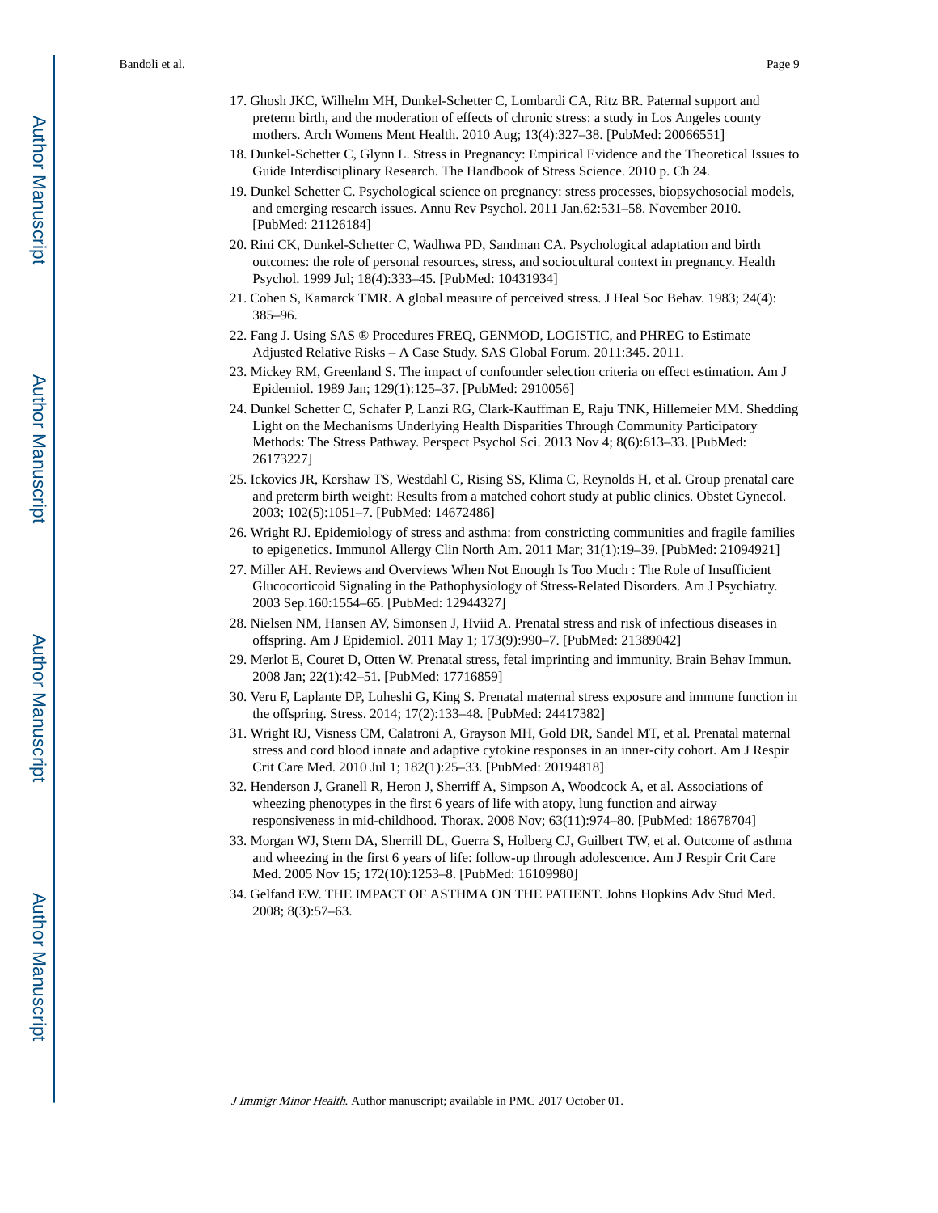17. Ghosh JKC, Wilhelm MH, Dunkel-Schetter C, Lombardi CA, Ritz BR. Paternal support and preterm birth, and the moderation of effects of chronic stress: a study in Los Angeles county mothers. Arch Womens Ment Health. 2010 Aug; 13(4):327–38. [PubMed: 20066551]
18. Dunkel-Schetter C, Glynn L. Stress in Pregnancy: Empirical Evidence and the Theoretical Issues to Guide Interdisciplinary Research. The Handbook of Stress Science. 2010 p. Ch 24.
19. Dunkel Schetter C. Psychological science on pregnancy: stress processes, biopsychosocial models, and emerging research issues. Annu Rev Psychol. 2011 Jan.62:531–58. November 2010. [PubMed: 21126184]
20. Rini CK, Dunkel-Schetter C, Wadhwa PD, Sandman CA. Psychological adaptation and birth outcomes: the role of personal resources, stress, and sociocultural context in pregnancy. Health Psychol. 1999 Jul; 18(4):333–45. [PubMed: 10431934]
21. Cohen S, Kamarck TMR. A global measure of perceived stress. J Heal Soc Behav. 1983; 24(4): 385–96.
22. Fang J. Using SAS ® Procedures FREQ, GENMOD, LOGISTIC, and PHREG to Estimate Adjusted Relative Risks – A Case Study. SAS Global Forum. 2011:345. 2011.
23. Mickey RM, Greenland S. The impact of confounder selection criteria on effect estimation. Am J Epidemiol. 1989 Jan; 129(1):125–37. [PubMed: 2910056]
24. Dunkel Schetter C, Schafer P, Lanzi RG, Clark-Kauffman E, Raju TNK, Hillemeier MM. Shedding Light on the Mechanisms Underlying Health Disparities Through Community Participatory Methods: The Stress Pathway. Perspect Psychol Sci. 2013 Nov 4; 8(6):613–33. [PubMed: 26173227]
25. Ickovics JR, Kershaw TS, Westdahl C, Rising SS, Klima C, Reynolds H, et al. Group prenatal care and preterm birth weight: Results from a matched cohort study at public clinics. Obstet Gynecol. 2003; 102(5):1051–7. [PubMed: 14672486]
26. Wright RJ. Epidemiology of stress and asthma: from constricting communities and fragile families to epigenetics. Immunol Allergy Clin North Am. 2011 Mar; 31(1):19–39. [PubMed: 21094921]
27. Miller AH. Reviews and Overviews When Not Enough Is Too Much : The Role of Insufficient Glucocorticoid Signaling in the Pathophysiology of Stress-Related Disorders. Am J Psychiatry. 2003 Sep.160:1554–65. [PubMed: 12944327]
28. Nielsen NM, Hansen AV, Simonsen J, Hviid A. Prenatal stress and risk of infectious diseases in offspring. Am J Epidemiol. 2011 May 1; 173(9):990–7. [PubMed: 21389042]
29. Merlot E, Couret D, Otten W. Prenatal stress, fetal imprinting and immunity. Brain Behav Immun. 2008 Jan; 22(1):42–51. [PubMed: 17716859]
30. Veru F, Laplante DP, Luheshi G, King S. Prenatal maternal stress exposure and immune function in the offspring. Stress. 2014; 17(2):133–48. [PubMed: 24417382]
31. Wright RJ, Visness CM, Calatroni A, Grayson MH, Gold DR, Sandel MT, et al. Prenatal maternal stress and cord blood innate and adaptive cytokine responses in an inner-city cohort. Am J Respir Crit Care Med. 2010 Jul 1; 182(1):25–33. [PubMed: 20194818]
32. Henderson J, Granell R, Heron J, Sherriff A, Simpson A, Woodcock A, et al. Associations of wheezing phenotypes in the first 6 years of life with atopy, lung function and airway responsiveness in mid-childhood. Thorax. 2008 Nov; 63(11):974–80. [PubMed: 18678704]
33. Morgan WJ, Stern DA, Sherrill DL, Guerra S, Holberg CJ, Guilbert TW, et al. Outcome of asthma and wheezing in the first 6 years of life: follow-up through adolescence. Am J Respir Crit Care Med. 2005 Nov 15; 172(10):1253–8. [PubMed: 16109980]
34. Gelfand EW. THE IMPACT OF ASTHMA ON THE PATIENT. Johns Hopkins Adv Stud Med. 2008; 8(3):57–63.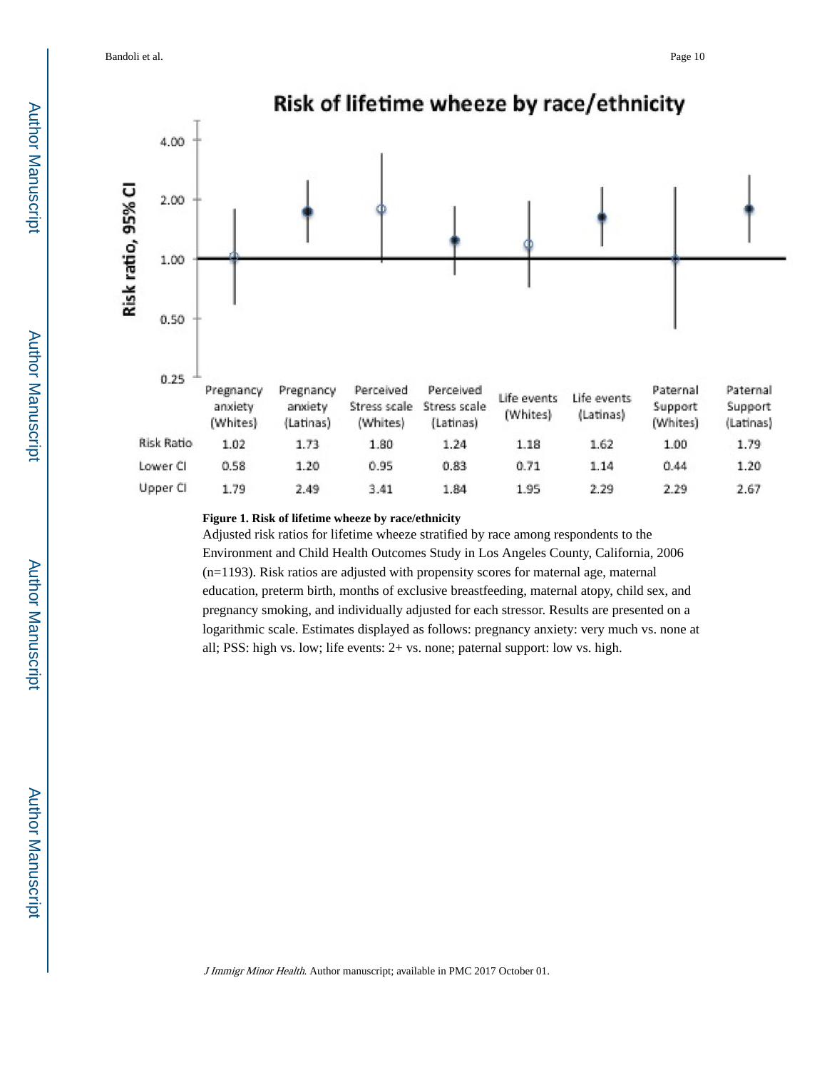## Risk of lifetime wheeze by race/ethnicity

| | Pregnancy anxiety (Whites) | Pregnancy anxiety (Latinas) | Perceived Stress scale (Whites) | Perceived Stress scale (Latinas) | Life events (Whites) | Life events (Latinas) | Paternal Support (Whites) | Paternal Support (Latinas) |
|---|---|---|---|---|---|---|---|---|
| Risk Ratio | 1.02 | 1.73 | 1.80 | 1.24 | 1.18 | 1.62 | 1.00 | 1.79 |
| Lower CI | 0.58 | 1.20 | 0.95 | 0.83 | 0.71 | 1.14 | 0.44 | 1.20 |
| Upper CI | 1.79 | 2.49 | 3.41 | 1.84 | 1.95 | 2.29 | 2.29 | 2.67 |

**Figure 1. Risk of lifetime wheeze by race/ethnicity**

Adjusted risk ratios for lifetime wheeze stratified by race among respondents to the Environment and Child Health Outcomes Study in Los Angeles County, California, 2006 (n=1193). Risk ratios are adjusted with propensity scores for maternal age, maternal education, preterm birth, months of exclusive breastfeeding, maternal atopy, child sex, and pregnancy smoking, and individually adjusted for each stressor. Results are presented on a logarithmic scale. Estimates displayed as follows: pregnancy anxiety: very much vs. none at all; PSS: high vs. low; life events: 2+ vs. none; paternal support: low vs. high.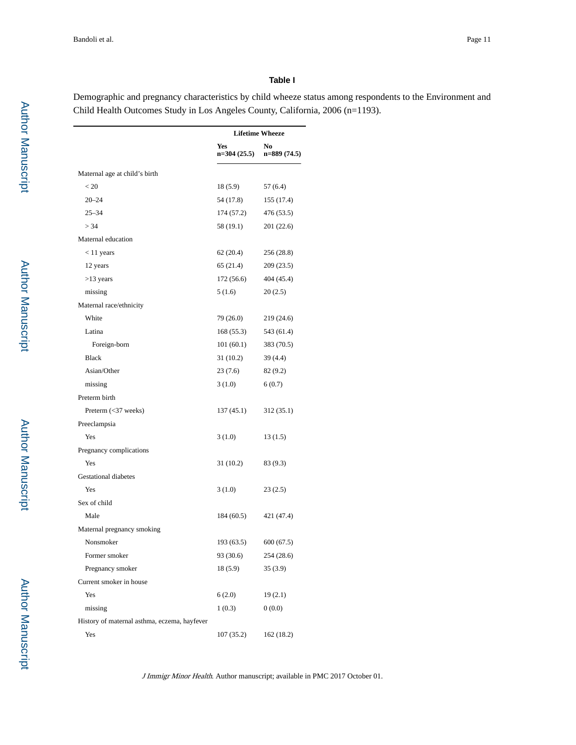**Table I**

Demographic and pregnancy characteristics by child wheeze status among respondents to the Environment and Child Health Outcomes Study in Los Angeles County, California, 2006 (n=1193).

| | Lifetime Wheeze | |
|---|---|---|
| | **Yes n=304 (25.5)** | **No n=889 (74.5)** |
| Maternal age at child's birth | | |
| < 20 | 18 (5.9) | 57 (6.4) |
| 20–24 | 54 (17.8) | 155 (17.4) |
| 25–34 | 174 (57.2) | 476 (53.5) |
| > 34 | 58 (19.1) | 201 (22.6) |
| Maternal education | | |
| < 11 years | 62 (20.4) | 256 (28.8) |
| 12 years | 65 (21.4) | 209 (23.5) |
| >13 years | 172 (56.6) | 404 (45.4) |
| missing | 5 (1.6) | 20 (2.5) |
| Maternal race/ethnicity | | |
| White | 79 (26.0) | 219 (24.6) |
| Latina | 168 (55.3) | 543 (61.4) |
| Foreign-born | 101 (60.1) | 383 (70.5) |
| Black | 31 (10.2) | 39 (4.4) |
| Asian/Other | 23 (7.6) | 82 (9.2) |
| missing | 3 (1.0) | 6 (0.7) |
| Preterm birth | | |
| Preterm (<37 weeks) | 137 (45.1) | 312 (35.1) |
| Preeclampsia | | |
| Yes | 3 (1.0) | 13 (1.5) |
| Pregnancy complications | | |
| Yes | 31 (10.2) | 83 (9.3) |
| Gestational diabetes | | |
| Yes | 3 (1.0) | 23 (2.5) |
| Sex of child | | |
| Male | 184 (60.5) | 421 (47.4) |
| Maternal pregnancy smoking | | |
| Nonsmoker | 193 (63.5) | 600 (67.5) |
| Former smoker | 93 (30.6) | 254 (28.6) |
| Pregnancy smoker | 18 (5.9) | 35 (3.9) |
| Current smoker in house | | |
| Yes | 6 (2.0) | 19 (2.1) |
| missing | 1 (0.3) | 0 (0.0) |
| History of maternal asthma, eczema, hayfever | | |
| Yes | 107 (35.2) | 162 (18.2) |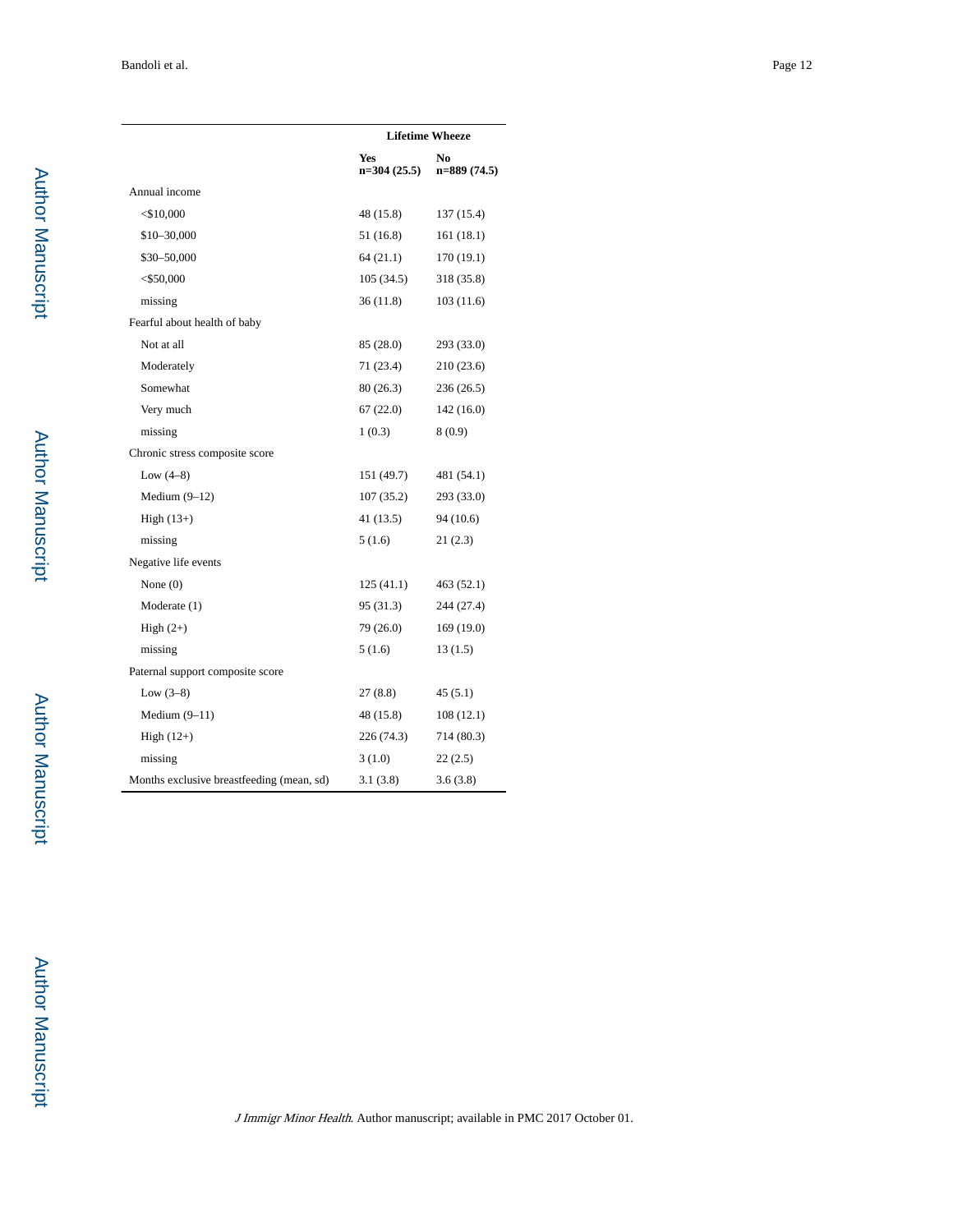| | Lifetime Wheeze | |
|---|---|---|
| | Yes n=304 (25.5) | No n=889 (74.5) |
| Annual income | | |
| <$10,000 | 48 (15.8) | 137 (15.4) |
| $10–30,000 | 51 (16.8) | 161 (18.1) |
| $30–50,000 | 64 (21.1) | 170 (19.1) |
| <$50,000 | 105 (34.5) | 318 (35.8) |
| missing | 36 (11.8) | 103 (11.6) |
| Fearful about health of baby | | |
| Not at all | 85 (28.0) | 293 (33.0) |
| Moderately | 71 (23.4) | 210 (23.6) |
| Somewhat | 80 (26.3) | 236 (26.5) |
| Very much | 67 (22.0) | 142 (16.0) |
| missing | 1 (0.3) | 8 (0.9) |
| Chronic stress composite score | | |
| Low (4–8) | 151 (49.7) | 481 (54.1) |
| Medium (9–12) | 107 (35.2) | 293 (33.0) |
| High (13+) | 41 (13.5) | 94 (10.6) |
| missing | 5 (1.6) | 21 (2.3) |
| Negative life events | | |
| None (0) | 125 (41.1) | 463 (52.1) |
| Moderate (1) | 95 (31.3) | 244 (27.4) |
| High (2+) | 79 (26.0) | 169 (19.0) |
| missing | 5 (1.6) | 13 (1.5) |
| Paternal support composite score | | |
| Low (3–8) | 27 (8.8) | 45 (5.1) |
| Medium (9–11) | 48 (15.8) | 108 (12.1) |
| High (12+) | 226 (74.3) | 714 (80.3) |
| missing | 3 (1.0) | 22 (2.5) |
| Months exclusive breastfeeding (mean, sd) | 3.1 (3.8) | 3.6 (3.8) |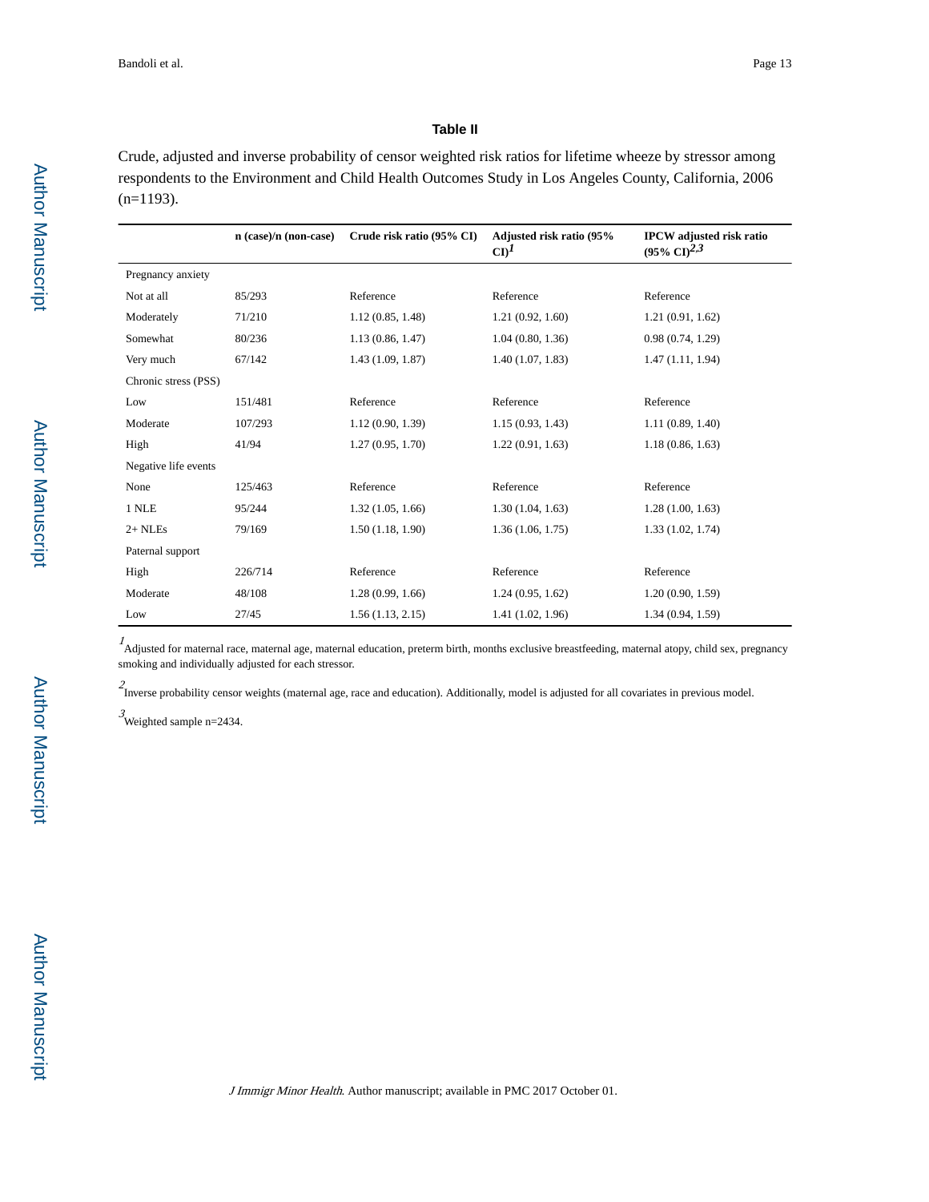**Table II**

Crude, adjusted and inverse probability of censor weighted risk ratios for lifetime wheeze by stressor among respondents to the Environment and Child Health Outcomes Study in Los Angeles County, California, 2006 (n=1193).

| | n (case)/n (non-case) | Crude risk ratio (95% CI) | Adjusted risk ratio (95% CI)[1] | IPCW adjusted risk ratio (95% CI)[2,3] |
|---|---|---|---|---|
| Pregnancy anxiety | | | | |
| Not at all | 85/293 | Reference | Reference | Reference |
| Moderately | 71/210 | 1.12 (0.85, 1.48) | 1.21 (0.92, 1.60) | 1.21 (0.91, 1.62) |
| Somewhat | 80/236 | 1.13 (0.86, 1.47) | 1.04 (0.80, 1.36) | 0.98 (0.74, 1.29) |
| Very much | 67/142 | 1.43 (1.09, 1.87) | 1.40 (1.07, 1.83) | 1.47 (1.11, 1.94) |
| Chronic stress (PSS) | | | | |
| Low | 151/481 | Reference | Reference | Reference |
| Moderate | 107/293 | 1.12 (0.90, 1.39) | 1.15 (0.93, 1.43) | 1.11 (0.89, 1.40) |
| High | 41/94 | 1.27 (0.95, 1.70) | 1.22 (0.91, 1.63) | 1.18 (0.86, 1.63) |
| Negative life events | | | | |
| None | 125/463 | Reference | Reference | Reference |
| 1 NLE | 95/244 | 1.32 (1.05, 1.66) | 1.30 (1.04, 1.63) | 1.28 (1.00, 1.63) |
| 2+ NLEs | 79/169 | 1.50 (1.18, 1.90) | 1.36 (1.06, 1.75) | 1.33 (1.02, 1.74) |
| Paternal support | | | | |
| High | 226/714 | Reference | Reference | Reference |
| Moderate | 48/108 | 1.28 (0.99, 1.66) | 1.24 (0.95, 1.62) | 1.20 (0.90, 1.59) |
| Low | 27/45 | 1.56 (1.13, 2.15) | 1.41 (1.02, 1.96) | 1.34 (0.94, 1.59) |

[1] Adjusted for maternal race, maternal age, maternal education, preterm birth, months exclusive breastfeeding, maternal atopy, child sex, pregnancy smoking and individually adjusted for each stressor.

[2] Inverse probability censor weights (maternal age, race and education). Additionally, model is adjusted for all covariates in previous model.

[3] Weighted sample n=2434.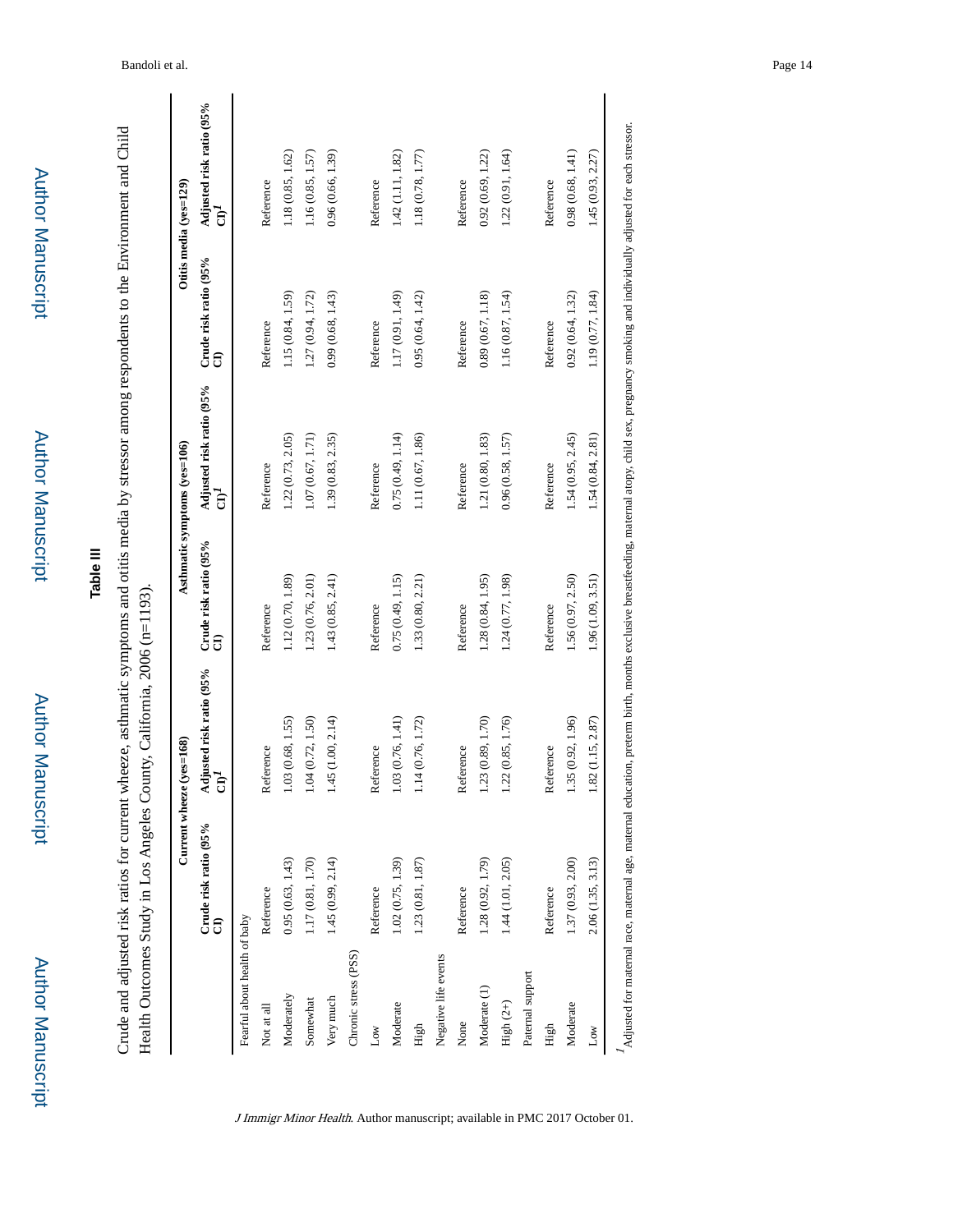## Table III

Crude and adjusted risk ratios for current wheeze, asthmatic symptoms and otitis media by stressor among respondents to the Environment and Child Health Outcomes Study in Los Angeles County, California, 2006 (n=1193).

| | Current wheeze (yes=168) | | Asthmatic symptoms (yes=106) | | Otitis media (yes=129) | |
|---|---|---|---|---|---|---|
| | Crude risk ratio (95% CI) | Adjusted risk ratio (95% CI)[1] | Crude risk ratio (95% CI) | Adjusted risk ratio (95% CI)[1] | Crude risk ratio (95% CI) | Adjusted risk ratio (95% CI)[1] |
| Fearful about health of baby | | | | | | |
| Not at all | Reference | Reference | Reference | Reference | Reference | Reference |
| Moderately | 0.95 (0.63, 1.43) | 1.03 (0.68, 1.55) | 1.12 (0.70, 1.89) | 1.22 (0.73, 2.05) | 1.15 (0.84, 1.59) | 1.18 (0.85, 1.62) |
| Somewhat | 1.17 (0.81, 1.70) | 1.04 (0.72, 1.50) | 1.23 (0.76, 2.01) | 1.07 (0.67, 1.71) | 1.27 (0.94, 1.72) | 1.16 (0.85, 1.57) |
| Very much | 1.45 (0.99, 2.14) | 1.45 (1.00, 2.14) | 1.43 (0.85, 2.41) | 1.39 (0.83, 2.35) | 0.99 (0.68, 1.43) | 0.96 (0.66, 1.39) |
| Chronic stress (PSS) | | | | | | |
| Low | Reference | Reference | Reference | Reference | Reference | Reference |
| Moderate | 1.02 (0.75, 1.39) | 1.03 (0.76, 1.41) | 0.75 (0.49, 1.15) | 0.75 (0.49, 1.14) | 1.17 (0.91, 1.49) | 1.42 (1.11, 1.82) |
| High | 1.23 (0.81, 1.87) | 1.14 (0.76, 1.72) | 1.33 (0.80, 2.21) | 1.11 (0.67, 1.86) | 0.95 (0.64, 1.42) | 1.18 (0.78, 1.77) |
| Negative life events | | | | | | |
| None | Reference | Reference | Reference | Reference | Reference | Reference |
| Moderate (1) | 1.28 (0.92, 1.79) | 1.23 (0.89, 1.70) | 1.28 (0.84, 1.95) | 1.21 (0.80, 1.83) | 0.89 (0.67, 1.18) | 0.92 (0.69, 1.22) |
| High (2+) | 1.44 (1.01, 2.05) | 1.22 (0.85, 1.76) | 1.24 (0.77, 1.98) | 0.96 (0.58, 1.57) | 1.16 (0.87, 1.54) | 1.22 (0.91, 1.64) |
| Paternal support | | | | | | |
| High | Reference | Reference | Reference | Reference | Reference | Reference |
| Moderate | 1.37 (0.93, 2.00) | 1.35 (0.92, 1.96) | 1.56 (0.97, 2.50) | 1.54 (0.95, 2.45) | 0.92 (0.64, 1.32) | 0.98 (0.68, 1.41) |
| Low | 2.06 (1.35, 3.13) | 1.82 (1.15, 2.87) | 1.96 (1.09, 3.51) | 1.54 (0.84, 2.81) | 1.19 (0.77, 1.84) | 1.45 (0.93, 2.27) |

[1] Adjusted for maternal race, maternal age, maternal education, preterm birth, months exclusive breastfeeding, maternal atopy, child sex, pregnancy smoking and individually adjusted for each stressor.